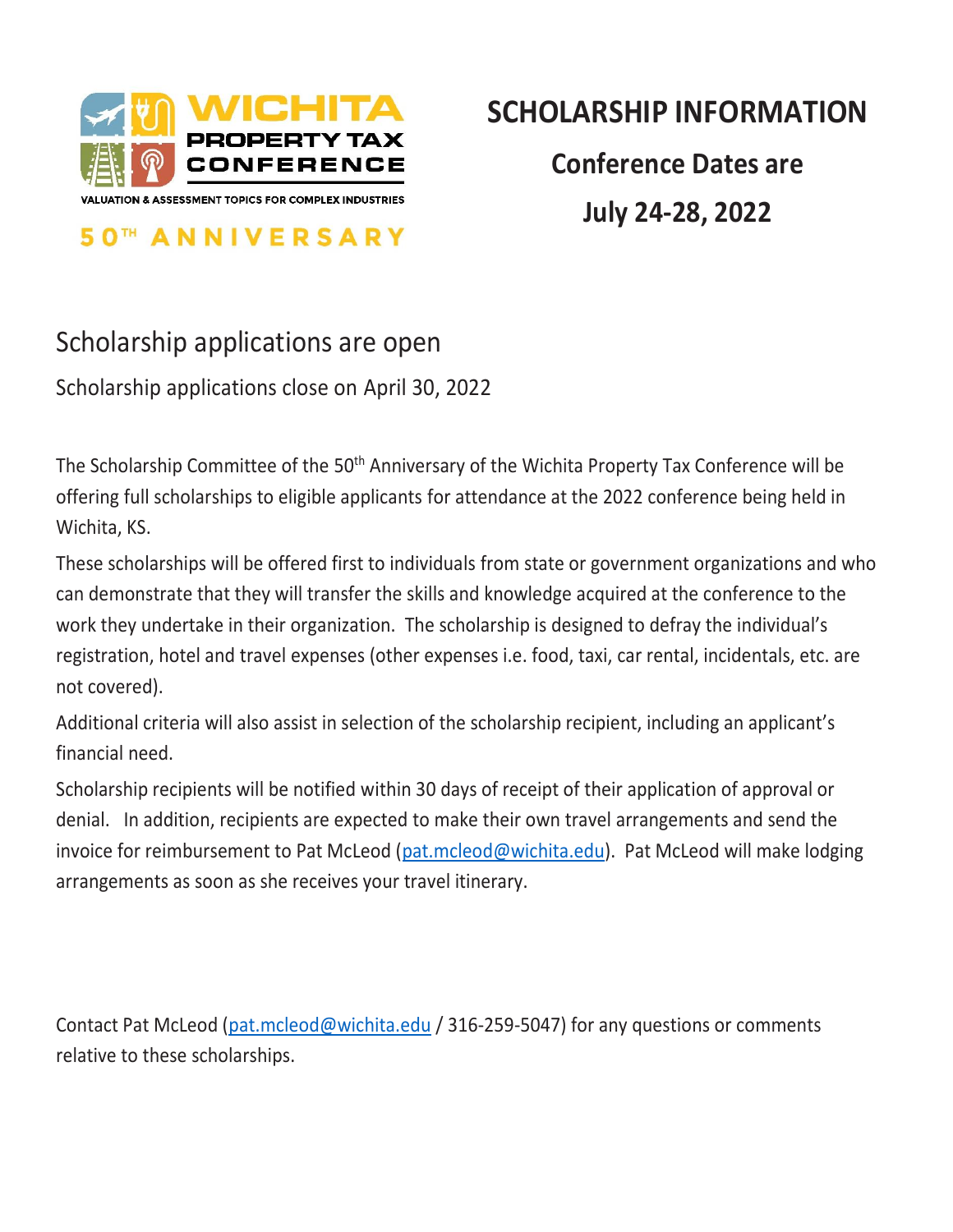WICHITA PROPERTY TAX CONFERENCE

VALUATION & ASSESSMENT TOPICS FOR COMPLEX INDUSTRIES

50TH ANNIVERSARY

# SCHOLARSHIP INFORMATION

## Conference Dates are

## July 24-28, 2022

## Scholarship applications are open

Scholarship applications close on April 30, 2022

The Scholarship Committee of the 50th Anniversary of the Wichita Property Tax Conference will be offering full scholarships to eligible applicants for attendance at the 2022 conference being held in Wichita, KS.

These scholarships will be offered first to individuals from state or government organizations and who can demonstrate that they will transfer the skills and knowledge acquired at the conference to the work they undertake in their organization. The scholarship is designed to defray the individual's registration, hotel and travel expenses (other expenses i.e. food, taxi, car rental, incidentals, etc. are not covered).

Additional criteria will also assist in selection of the scholarship recipient, including an applicant's financial need.

Scholarship recipients will be notified within 30 days of receipt of their application of approval or denial. In addition, recipients are expected to make their own travel arrangements and send the invoice for reimbursement to Pat McLeod (pat.mcleod@wichita.edu). Pat McLeod will make lodging arrangements as soon as she receives your travel itinerary.

Contact Pat McLeod (pat.mcleod@wichita.edu / 316-259-5047) for any questions or comments relative to these scholarships.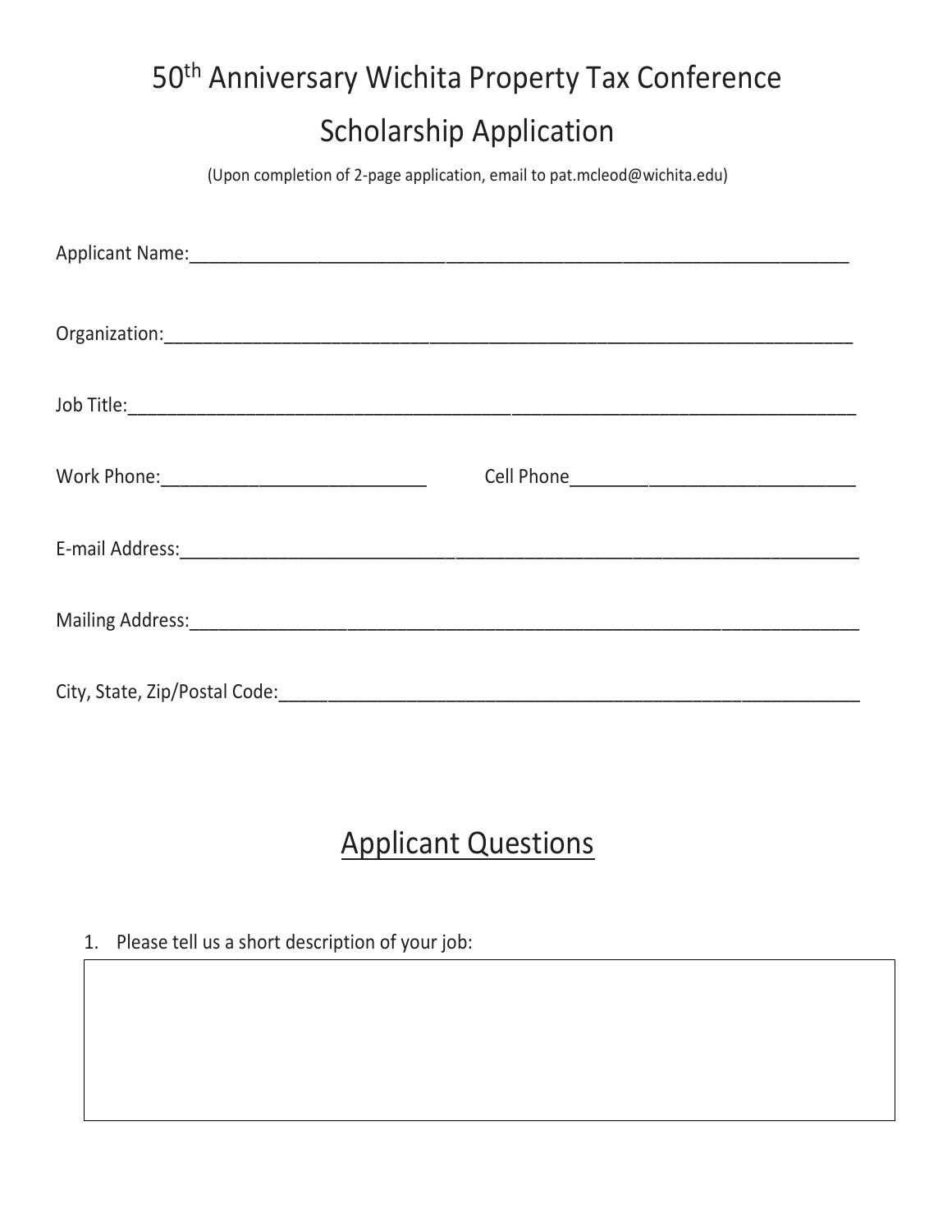# 50th Anniversary Wichita Property Tax Conference

## Scholarship Application

(Upon completion of 2-page application, email to pat.mcleod@wichita.edu)

Applicant Name:_______________________________________________________________

Organization:_________________________________________________________________

Job Title:____________________________________________________________________

Work Phone:_________________________ Cell Phone____________________________

E-mail Address:_______________________________________________________________

Mailing Address:______________________________________________________________

City, State, Zip/Postal Code:___________________________________________________

## Applicant Questions

1. Please tell us a short description of your job:

| |
|---|
| |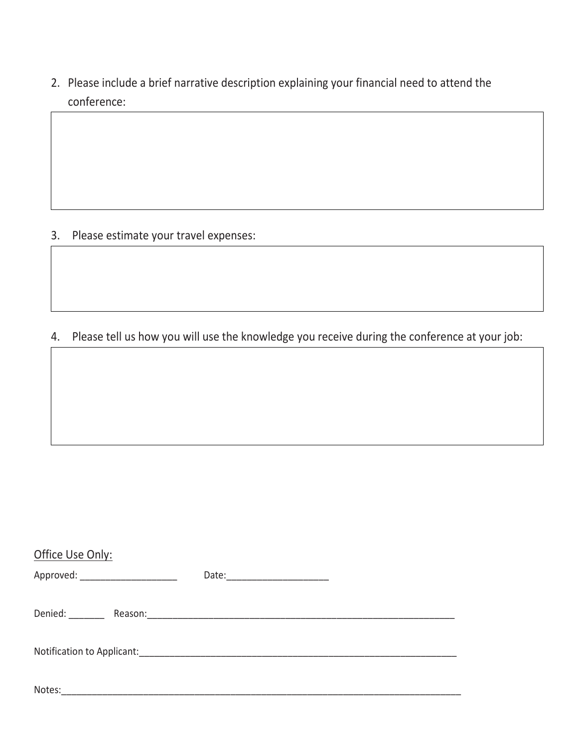2. Please include a brief narrative description explaining your financial need to attend the conference:

3. Please estimate your travel expenses:

4. Please tell us how you will use the knowledge you receive during the conference at your job:

Office Use Only:

Approved: ___________________ Date:___________________

Denied: _______ Reason:_____________________________________________________________

Notification to Applicant:_____________________________________________________________

Notes:_____________________________________________________________________________